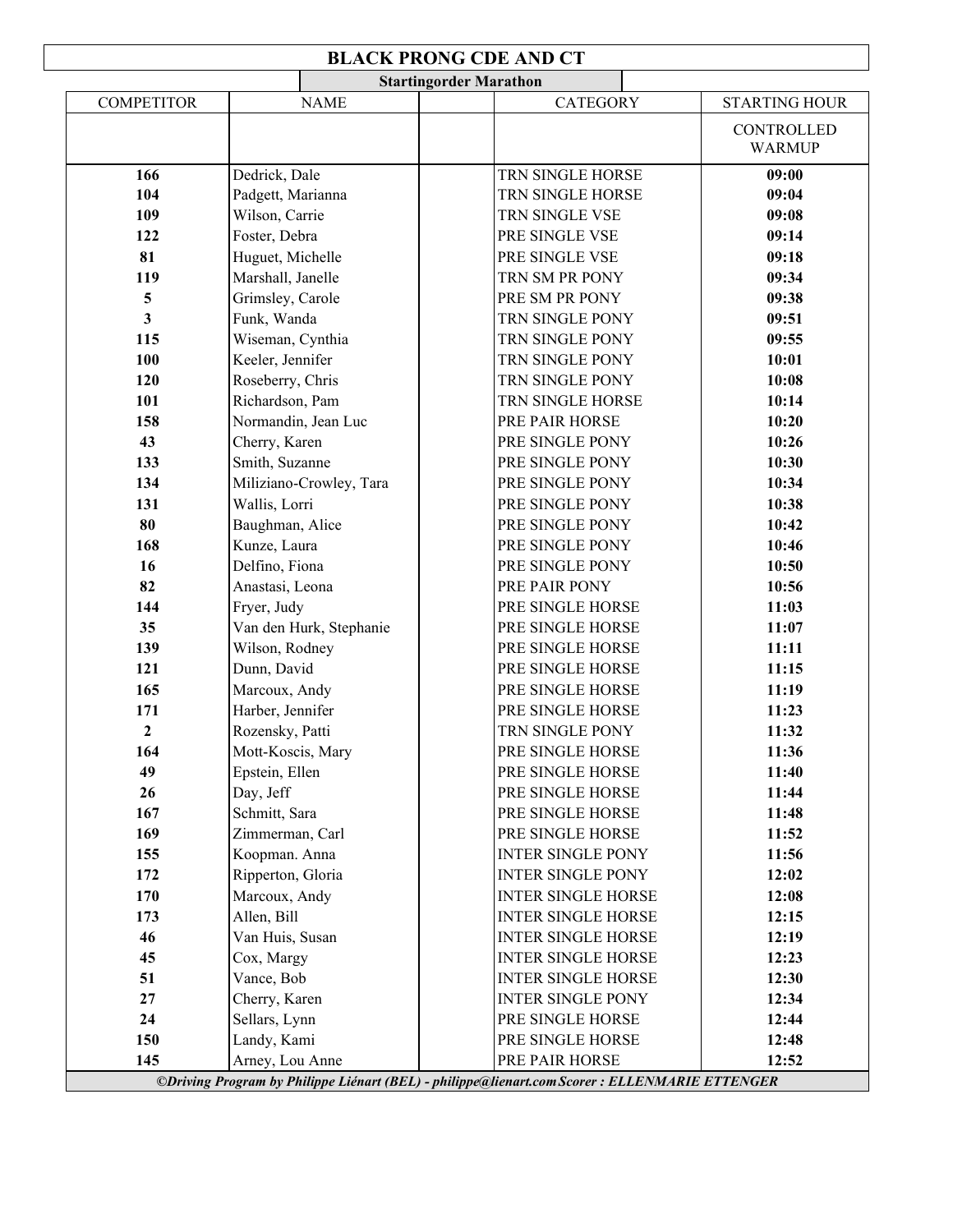# BLACK PRONG CDE AND CT

## Startingorder Marathon

| COMPETITOR | NAME | | CATEGORY | STARTING HOUR |
|---|---|---|---|---|
| | | | | CONTROLLED WARMUP |
| **166** | Dedrick, Dale | | TRN SINGLE HORSE | **09:00** |
| **104** | Padgett, Marianna | | TRN SINGLE HORSE | **09:04** |
| **109** | Wilson, Carrie | | TRN SINGLE VSE | **09:08** |
| **122** | Foster, Debra | | PRE SINGLE VSE | **09:14** |
| **81** | Huguet, Michelle | | PRE SINGLE VSE | **09:18** |
| **119** | Marshall, Janelle | | TRN SM PR PONY | **09:34** |
| **5** | Grimsley, Carole | | PRE SM PR PONY | **09:38** |
| **3** | Funk, Wanda | | TRN SINGLE PONY | **09:51** |
| **115** | Wiseman, Cynthia | | TRN SINGLE PONY | **09:55** |
| **100** | Keeler, Jennifer | | TRN SINGLE PONY | **10:01** |
| **120** | Roseberry, Chris | | TRN SINGLE PONY | **10:08** |
| **101** | Richardson, Pam | | TRN SINGLE HORSE | **10:14** |
| **158** | Normandin, Jean Luc | | PRE PAIR HORSE | **10:20** |
| **43** | Cherry, Karen | | PRE SINGLE PONY | **10:26** |
| **133** | Smith, Suzanne | | PRE SINGLE PONY | **10:30** |
| **134** | Miliziano-Crowley, Tara | | PRE SINGLE PONY | **10:34** |
| **131** | Wallis, Lorri | | PRE SINGLE PONY | **10:38** |
| **80** | Baughman, Alice | | PRE SINGLE PONY | **10:42** |
| **168** | Kunze, Laura | | PRE SINGLE PONY | **10:46** |
| **16** | Delfino, Fiona | | PRE SINGLE PONY | **10:50** |
| **82** | Anastasi, Leona | | PRE PAIR PONY | **10:56** |
| **144** | Fryer, Judy | | PRE SINGLE HORSE | **11:03** |
| **35** | Van den Hurk, Stephanie | | PRE SINGLE HORSE | **11:07** |
| **139** | Wilson, Rodney | | PRE SINGLE HORSE | **11:11** |
| **121** | Dunn, David | | PRE SINGLE HORSE | **11:15** |
| **165** | Marcoux, Andy | | PRE SINGLE HORSE | **11:19** |
| **171** | Harber, Jennifer | | PRE SINGLE HORSE | **11:23** |
| **2** | Rozensky, Patti | | TRN SINGLE PONY | **11:32** |
| **164** | Mott-Koscis, Mary | | PRE SINGLE HORSE | **11:36** |
| **49** | Epstein, Ellen | | PRE SINGLE HORSE | **11:40** |
| **26** | Day, Jeff | | PRE SINGLE HORSE | **11:44** |
| **167** | Schmitt, Sara | | PRE SINGLE HORSE | **11:48** |
| **169** | Zimmerman, Carl | | PRE SINGLE HORSE | **11:52** |
| **155** | Koopman. Anna | | INTER SINGLE PONY | **11:56** |
| **172** | Ripperton, Gloria | | INTER SINGLE PONY | **12:02** |
| **170** | Marcoux, Andy | | INTER SINGLE HORSE | **12:08** |
| **173** | Allen, Bill | | INTER SINGLE HORSE | **12:15** |
| **46** | Van Huis, Susan | | INTER SINGLE HORSE | **12:19** |
| **45** | Cox, Margy | | INTER SINGLE HORSE | **12:23** |
| **51** | Vance, Bob | | INTER SINGLE HORSE | **12:30** |
| **27** | Cherry, Karen | | INTER SINGLE PONY | **12:34** |
| **24** | Sellars, Lynn | | PRE SINGLE HORSE | **12:44** |
| **150** | Landy, Kami | | PRE SINGLE HORSE | **12:48** |
| **145** | Arney, Lou Anne | | PRE PAIR HORSE | **12:52** |

***©Driving Program by Philippe Liénart (BEL) - philippe@lienart.com Scorer : ELLENMARIE ETTENGER***